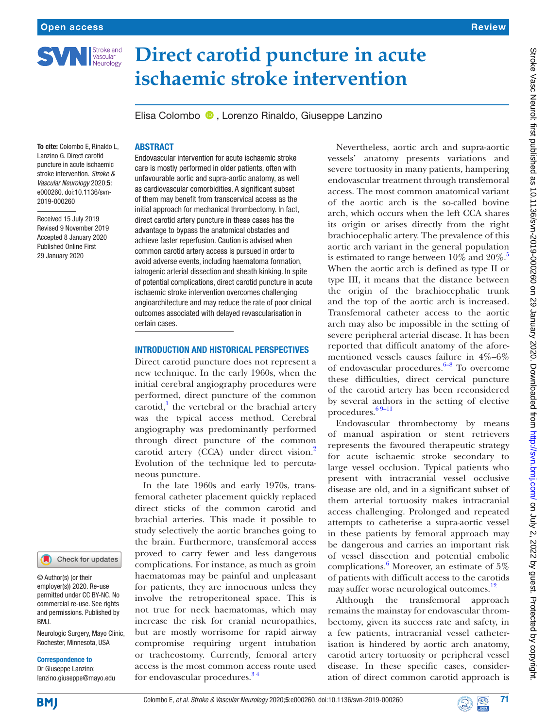# Direct carotid puncture in acute ischaemic stroke intervention

Elisa Colombo, Lorenzo Rinaldo, Giuseppe Lanzino

To cite: Colombo E, Rinaldo L, Lanzino G. Direct carotid puncture in acute ischaemic stroke intervention. *Stroke & Vascular Neurology* 2020;**5**: e000260. doi:10.1136/svn-2019-000260

Received 15 July 2019
Revised 9 November 2019
Accepted 8 January 2020
Published Online First 29 January 2020

© Author(s) (or their employer(s)) 2020. Re-use permitted under CC BY-NC. No commercial re-use. See rights and permissions. Published by BMJ.

Neurologic Surgery, Mayo Clinic, Rochester, Minnesota, USA

**Correspondence to**
Dr Giuseppe Lanzino; lanzino.giuseppe@mayo.edu

## ABSTRACT

Endovascular intervention for acute ischaemic stroke care is mostly performed in older patients, often with unfavourable aortic and supra-aortic anatomy, as well as cardiovascular comorbidities. A significant subset of them may benefit from transcervical access as the initial approach for mechanical thrombectomy. In fact, direct carotid artery puncture in these cases has the advantage to bypass the anatomical obstacles and achieve faster reperfusion. Caution is advised when common carotid artery access is pursued in order to avoid adverse events, including haematoma formation, iatrogenic arterial dissection and sheath kinking. In spite of potential complications, direct carotid puncture in acute ischaemic stroke intervention overcomes challenging angioarchitecture and may reduce the rate of poor clinical outcomes associated with delayed revascularisation in certain cases.

## INTRODUCTION AND HISTORICAL PERSPECTIVES

Direct carotid puncture does not represent a new technique. In the early 1960s, when the initial cerebral angiography procedures were performed, direct puncture of the common carotid,[1] the vertebral or the brachial artery was the typical access method. Cerebral angiography was predominantly performed through direct puncture of the common carotid artery (CCA) under direct vision.[2] Evolution of the technique led to percutaneous puncture.

In the late 1960s and early 1970s, transfemoral catheter placement quickly replaced direct sticks of the common carotid and brachial arteries. This made it possible to study selectively the aortic branches going to the brain. Furthermore, transfemoral access proved to carry fewer and less dangerous complications. For instance, as much as groin haematomas may be painful and unpleasant for patients, they are innocuous unless they involve the retroperitoneal space. This is not true for neck haematomas, which may increase the risk for cranial neuropathies, but are mostly worrisome for rapid airway compromise requiring urgent intubation or tracheostomy. Currently, femoral artery access is the most common access route used for endovascular procedures.[3 4]

Nevertheless, aortic arch and supra-aortic vessels' anatomy presents variations and severe tortuosity in many patients, hampering endovascular treatment through transfemoral access. The most common anatomical variant of the aortic arch is the so-called bovine arch, which occurs when the left CCA shares its origin or arises directly from the right brachiocephalic artery. The prevalence of this aortic arch variant in the general population is estimated to range between 10% and 20%.[5] When the aortic arch is defined as type II or type III, it means that the distance between the origin of the brachiocephalic trunk and the top of the aortic arch is increased. Transfemoral catheter access to the aortic arch may also be impossible in the setting of severe peripheral arterial disease. It has been reported that difficult anatomy of the aforementioned vessels causes failure in 4%–6% of endovascular procedures.[6–8] To overcome these difficulties, direct cervical puncture of the carotid artery has been reconsidered by several authors in the setting of elective procedures.[6 9–11]

Endovascular thrombectomy by means of manual aspiration or stent retrievers represents the favoured therapeutic strategy for acute ischaemic stroke secondary to large vessel occlusion. Typical patients who present with intracranial vessel occlusive disease are old, and in a significant subset of them arterial tortuosity makes intracranial access challenging. Prolonged and repeated attempts to catheterise a supra-aortic vessel in these patients by femoral approach may be dangerous and carries an important risk of vessel dissection and potential embolic complications.[6] Moreover, an estimate of 5% of patients with difficult access to the carotids may suffer worse neurological outcomes.[12]

Although the transfemoral approach remains the mainstay for endovascular thrombectomy, given its success rate and safety, in a few patients, intracranial vessel catheterisation is hindered by aortic arch anatomy, carotid artery tortuosity or peripheral vessel disease. In these specific cases, consideration of direct common carotid approach is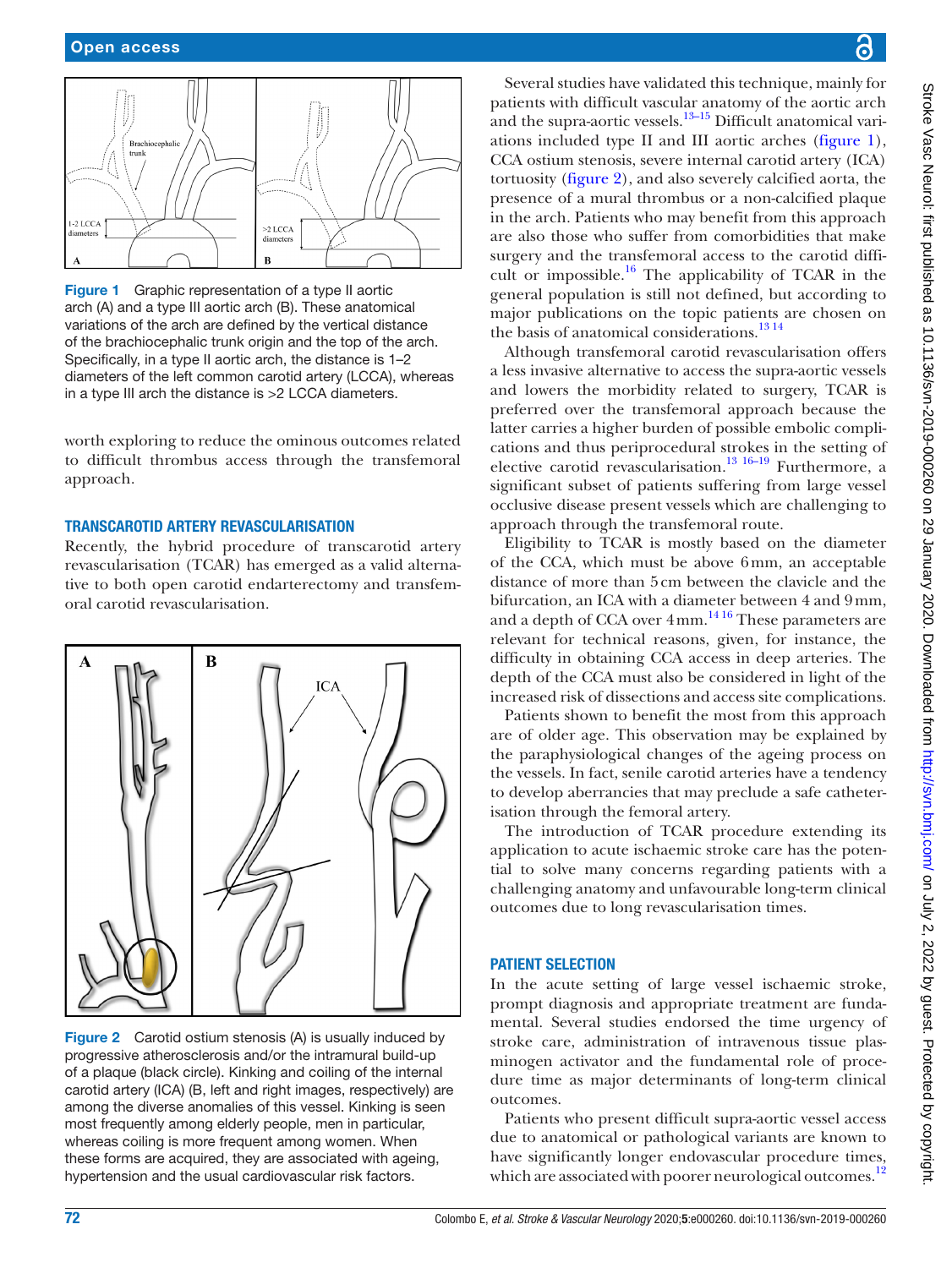Figure 1 Graphic representation of a type II aortic arch (A) and a type III aortic arch (B). These anatomical variations of the arch are defined by the vertical distance of the brachiocephalic trunk origin and the top of the arch. Specifically, in a type II aortic arch, the distance is 1–2 diameters of the left common carotid artery (LCCA), whereas in a type III arch the distance is >2 LCCA diameters.

worth exploring to reduce the ominous outcomes related to difficult thrombus access through the transfemoral approach.

## TRANSCAROTID ARTERY REVASCULARISATION

Recently, the hybrid procedure of transcarotid artery revascularisation (TCAR) has emerged as a valid alternative to both open carotid endarterectomy and transfemoral carotid revascularisation.

Figure 2 Carotid ostium stenosis (A) is usually induced by progressive atherosclerosis and/or the intramural build-up of a plaque (black circle). Kinking and coiling of the internal carotid artery (ICA) (B, left and right images, respectively) are among the diverse anomalies of this vessel. Kinking is seen most frequently among elderly people, men in particular, whereas coiling is more frequent among women. When these forms are acquired, they are associated with ageing, hypertension and the usual cardiovascular risk factors.

Several studies have validated this technique, mainly for patients with difficult vascular anatomy of the aortic arch and the supra-aortic vessels.[13–15] Difficult anatomical variations included type II and III aortic arches (figure 1), CCA ostium stenosis, severe internal carotid artery (ICA) tortuosity (figure 2), and also severely calcified aorta, the presence of a mural thrombus or a non-calcified plaque in the arch. Patients who may benefit from this approach are also those who suffer from comorbidities that make surgery and the transfemoral access to the carotid difficult or impossible.[16] The applicability of TCAR in the general population is still not defined, but according to major publications on the topic patients are chosen on the basis of anatomical considerations.[13 14]

Although transfemoral carotid revascularisation offers a less invasive alternative to access the supra-aortic vessels and lowers the morbidity related to surgery, TCAR is preferred over the transfemoral approach because the latter carries a higher burden of possible embolic complications and thus periprocedural strokes in the setting of elective carotid revascularisation.[13 16–19] Furthermore, a significant subset of patients suffering from large vessel occlusive disease present vessels which are challenging to approach through the transfemoral route.

Eligibility to TCAR is mostly based on the diameter of the CCA, which must be above 6 mm, an acceptable distance of more than 5 cm between the clavicle and the bifurcation, an ICA with a diameter between 4 and 9 mm, and a depth of CCA over 4 mm.[14 16] These parameters are relevant for technical reasons, given, for instance, the difficulty in obtaining CCA access in deep arteries. The depth of the CCA must also be considered in light of the increased risk of dissections and access site complications.

Patients shown to benefit the most from this approach are of older age. This observation may be explained by the paraphysiological changes of the ageing process on the vessels. In fact, senile carotid arteries have a tendency to develop aberrancies that may preclude a safe catheterisation through the femoral artery.

The introduction of TCAR procedure extending its application to acute ischaemic stroke care has the potential to solve many concerns regarding patients with a challenging anatomy and unfavourable long-term clinical outcomes due to long revascularisation times.

## PATIENT SELECTION

In the acute setting of large vessel ischaemic stroke, prompt diagnosis and appropriate treatment are fundamental. Several studies endorsed the time urgency of stroke care, administration of intravenous tissue plasminogen activator and the fundamental role of procedure time as major determinants of long-term clinical outcomes.

Patients who present difficult supra-aortic vessel access due to anatomical or pathological variants are known to have significantly longer endovascular procedure times, which are associated with poorer neurological outcomes.[12]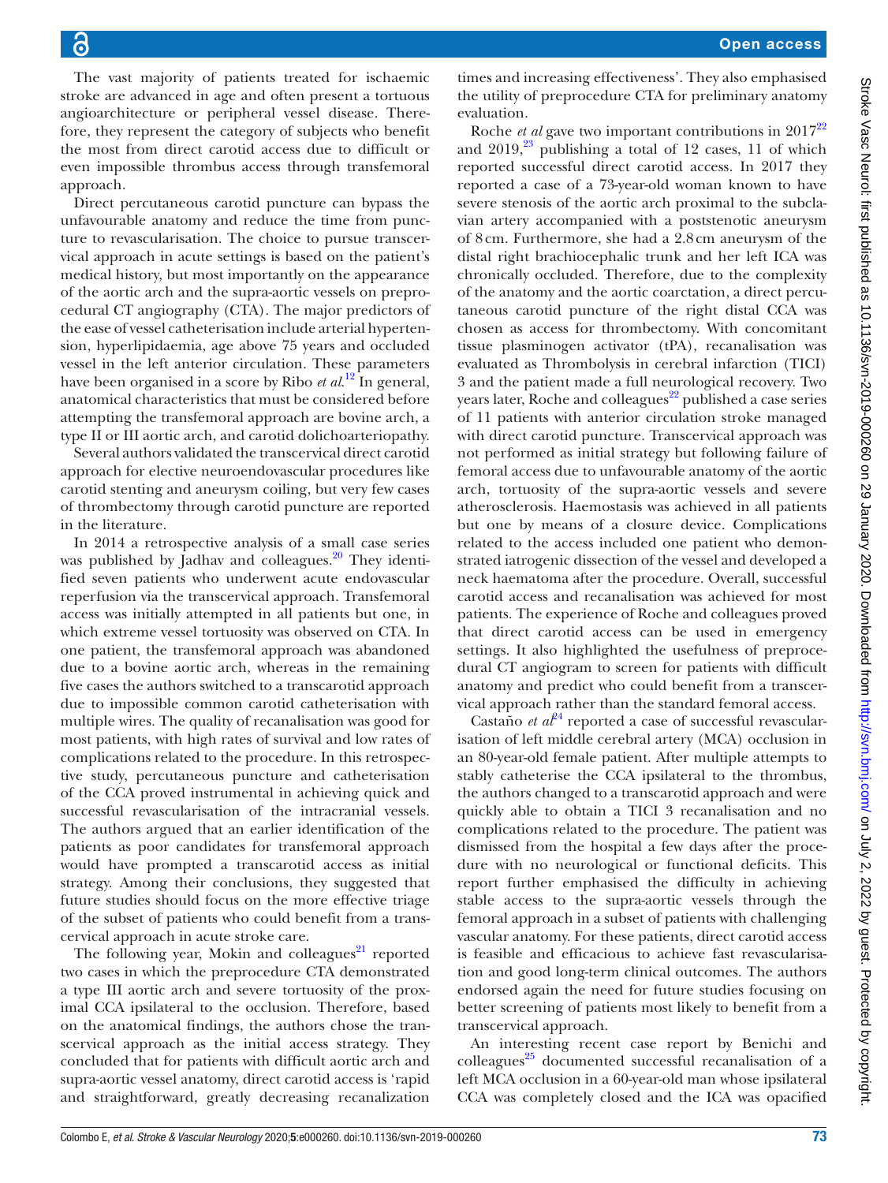The vast majority of patients treated for ischaemic stroke are advanced in age and often present a tortuous angioarchitecture or peripheral vessel disease. Therefore, they represent the category of subjects who benefit the most from direct carotid access due to difficult or even impossible thrombus access through transfemoral approach.

Direct percutaneous carotid puncture can bypass the unfavourable anatomy and reduce the time from puncture to revascularisation. The choice to pursue transcervical approach in acute settings is based on the patient's medical history, but most importantly on the appearance of the aortic arch and the supra-aortic vessels on preprocedural CT angiography (CTA). The major predictors of the ease of vessel catheterisation include arterial hypertension, hyperlipidaemia, age above 75 years and occluded vessel in the left anterior circulation. These parameters have been organised in a score by Ribo *et al*.[12] In general, anatomical characteristics that must be considered before attempting the transfemoral approach are bovine arch, a type II or III aortic arch, and carotid dolichoarteriopathy.

Several authors validated the transcervical direct carotid approach for elective neuroendovascular procedures like carotid stenting and aneurysm coiling, but very few cases of thrombectomy through carotid puncture are reported in the literature.

In 2014 a retrospective analysis of a small case series was published by Jadhav and colleagues.[20] They identified seven patients who underwent acute endovascular reperfusion via the transcervical approach. Transfemoral access was initially attempted in all patients but one, in which extreme vessel tortuosity was observed on CTA. In one patient, the transfemoral approach was abandoned due to a bovine aortic arch, whereas in the remaining five cases the authors switched to a transcarotid approach due to impossible common carotid catheterisation with multiple wires. The quality of recanalisation was good for most patients, with high rates of survival and low rates of complications related to the procedure. In this retrospective study, percutaneous puncture and catheterisation of the CCA proved instrumental in achieving quick and successful revascularisation of the intracranial vessels. The authors argued that an earlier identification of the patients as poor candidates for transfemoral approach would have prompted a transcarotid access as initial strategy. Among their conclusions, they suggested that future studies should focus on the more effective triage of the subset of patients who could benefit from a transcervical approach in acute stroke care.

The following year, Mokin and colleagues[21] reported two cases in which the preprocedure CTA demonstrated a type III aortic arch and severe tortuosity of the proximal CCA ipsilateral to the occlusion. Therefore, based on the anatomical findings, the authors chose the transcervical approach as the initial access strategy. They concluded that for patients with difficult aortic arch and supra-aortic vessel anatomy, direct carotid access is 'rapid and straightforward, greatly decreasing recanalization times and increasing effectiveness'. They also emphasised the utility of preprocedure CTA for preliminary anatomy evaluation.

Roche *et al* gave two important contributions in 2017[22] and 2019,[23] publishing a total of 12 cases, 11 of which reported successful direct carotid access. In 2017 they reported a case of a 73-year-old woman known to have severe stenosis of the aortic arch proximal to the subclavian artery accompanied with a poststenotic aneurysm of 8 cm. Furthermore, she had a 2.8 cm aneurysm of the distal right brachiocephalic trunk and her left ICA was chronically occluded. Therefore, due to the complexity of the anatomy and the aortic coarctation, a direct percutaneous carotid puncture of the right distal CCA was chosen as access for thrombectomy. With concomitant tissue plasminogen activator (tPA), recanalisation was evaluated as Thrombolysis in cerebral infarction (TICI) 3 and the patient made a full neurological recovery. Two years later, Roche and colleagues[22] published a case series of 11 patients with anterior circulation stroke managed with direct carotid puncture. Transcervical approach was not performed as initial strategy but following failure of femoral access due to unfavourable anatomy of the aortic arch, tortuosity of the supra-aortic vessels and severe atherosclerosis. Haemostasis was achieved in all patients but one by means of a closure device. Complications related to the access included one patient who demonstrated iatrogenic dissection of the vessel and developed a neck haematoma after the procedure. Overall, successful carotid access and recanalisation was achieved for most patients. The experience of Roche and colleagues proved that direct carotid access can be used in emergency settings. It also highlighted the usefulness of preprocedural CT angiogram to screen for patients with difficult anatomy and predict who could benefit from a transcervical approach rather than the standard femoral access.

Castaño *et al*[24] reported a case of successful revascularisation of left middle cerebral artery (MCA) occlusion in an 80-year-old female patient. After multiple attempts to stably catheterise the CCA ipsilateral to the thrombus, the authors changed to a transcarotid approach and were quickly able to obtain a TICI 3 recanalisation and no complications related to the procedure. The patient was dismissed from the hospital a few days after the procedure with no neurological or functional deficits. This report further emphasised the difficulty in achieving stable access to the supra-aortic vessels through the femoral approach in a subset of patients with challenging vascular anatomy. For these patients, direct carotid access is feasible and efficacious to achieve fast revascularisation and good long-term clinical outcomes. The authors endorsed again the need for future studies focusing on better screening of patients most likely to benefit from a transcervical approach.

An interesting recent case report by Benichi and colleagues[25] documented successful recanalisation of a left MCA occlusion in a 60-year-old man whose ipsilateral CCA was completely closed and the ICA was opacified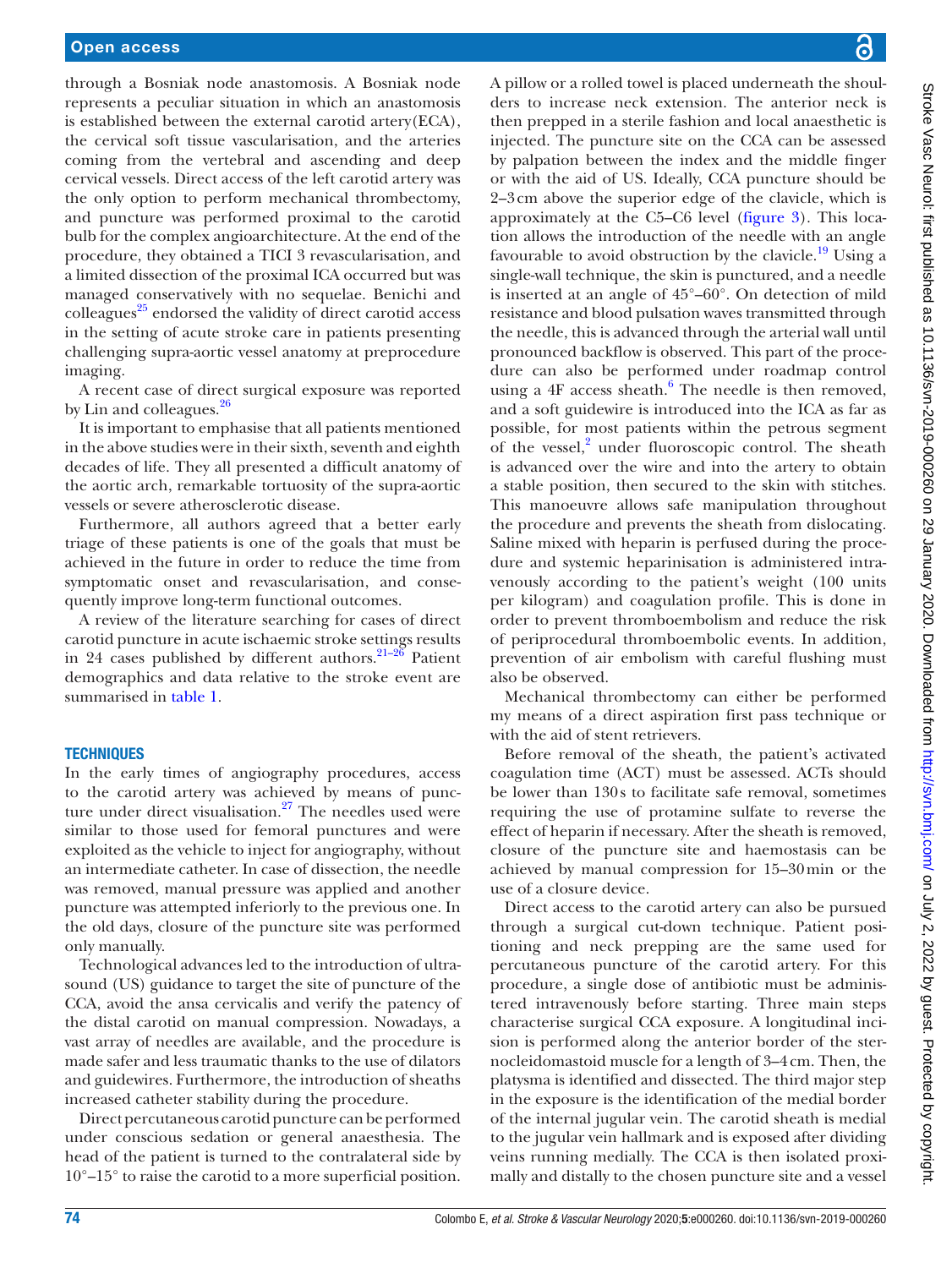through a Bosniak node anastomosis. A Bosniak node represents a peculiar situation in which an anastomosis is established between the external carotid artery(ECA), the cervical soft tissue vascularisation, and the arteries coming from the vertebral and ascending and deep cervical vessels. Direct access of the left carotid artery was the only option to perform mechanical thrombectomy, and puncture was performed proximal to the carotid bulb for the complex angioarchitecture. At the end of the procedure, they obtained a TICI 3 revascularisation, and a limited dissection of the proximal ICA occurred but was managed conservatively with no sequelae. Benichi and colleagues[25] endorsed the validity of direct carotid access in the setting of acute stroke care in patients presenting challenging supra-aortic vessel anatomy at preprocedure imaging.

A recent case of direct surgical exposure was reported by Lin and colleagues.[26]

It is important to emphasise that all patients mentioned in the above studies were in their sixth, seventh and eighth decades of life. They all presented a difficult anatomy of the aortic arch, remarkable tortuosity of the supra-aortic vessels or severe atherosclerotic disease.

Furthermore, all authors agreed that a better early triage of these patients is one of the goals that must be achieved in the future in order to reduce the time from symptomatic onset and revascularisation, and consequently improve long-term functional outcomes.

A review of the literature searching for cases of direct carotid puncture in acute ischaemic stroke settings results in 24 cases published by different authors.[21–26] Patient demographics and data relative to the stroke event are summarised in table 1.

## TECHNIQUES

In the early times of angiography procedures, access to the carotid artery was achieved by means of puncture under direct visualisation.[27] The needles used were similar to those used for femoral punctures and were exploited as the vehicle to inject for angiography, without an intermediate catheter. In case of dissection, the needle was removed, manual pressure was applied and another puncture was attempted inferiorly to the previous one. In the old days, closure of the puncture site was performed only manually.

Technological advances led to the introduction of ultrasound (US) guidance to target the site of puncture of the CCA, avoid the ansa cervicalis and verify the patency of the distal carotid on manual compression. Nowadays, a vast array of needles are available, and the procedure is made safer and less traumatic thanks to the use of dilators and guidewires. Furthermore, the introduction of sheaths increased catheter stability during the procedure.

Direct percutaneous carotid puncture can be performed under conscious sedation or general anaesthesia. The head of the patient is turned to the contralateral side by 10°–15° to raise the carotid to a more superficial position. A pillow or a rolled towel is placed underneath the shoulders to increase neck extension. The anterior neck is then prepped in a sterile fashion and local anaesthetic is injected. The puncture site on the CCA can be assessed by palpation between the index and the middle finger or with the aid of US. Ideally, CCA puncture should be 2–3 cm above the superior edge of the clavicle, which is approximately at the C5–C6 level (figure 3). This location allows the introduction of the needle with an angle favourable to avoid obstruction by the clavicle.[19] Using a single-wall technique, the skin is punctured, and a needle is inserted at an angle of 45°–60°. On detection of mild resistance and blood pulsation waves transmitted through the needle, this is advanced through the arterial wall until pronounced backflow is observed. This part of the procedure can also be performed under roadmap control using a 4F access sheath.[6] The needle is then removed, and a soft guidewire is introduced into the ICA as far as possible, for most patients within the petrous segment of the vessel,[2] under fluoroscopic control. The sheath is advanced over the wire and into the artery to obtain a stable position, then secured to the skin with stitches. This manoeuvre allows safe manipulation throughout the procedure and prevents the sheath from dislocating. Saline mixed with heparin is perfused during the procedure and systemic heparinisation is administered intravenously according to the patient's weight (100 units per kilogram) and coagulation profile. This is done in order to prevent thromboembolism and reduce the risk of periprocedural thromboembolic events. In addition, prevention of air embolism with careful flushing must also be observed.

Mechanical thrombectomy can either be performed my means of a direct aspiration first pass technique or with the aid of stent retrievers.

Before removal of the sheath, the patient's activated coagulation time (ACT) must be assessed. ACTs should be lower than 130 s to facilitate safe removal, sometimes requiring the use of protamine sulfate to reverse the effect of heparin if necessary. After the sheath is removed, closure of the puncture site and haemostasis can be achieved by manual compression for 15–30 min or the use of a closure device.

Direct access to the carotid artery can also be pursued through a surgical cut-down technique. Patient positioning and neck prepping are the same used for percutaneous puncture of the carotid artery. For this procedure, a single dose of antibiotic must be administered intravenously before starting. Three main steps characterise surgical CCA exposure. A longitudinal incision is performed along the anterior border of the sternocleidomastoid muscle for a length of 3–4 cm. Then, the platysma is identified and dissected. The third major step in the exposure is the identification of the medial border of the internal jugular vein. The carotid sheath is medial to the jugular vein hallmark and is exposed after dividing veins running medially. The CCA is then isolated proximally and distally to the chosen puncture site and a vessel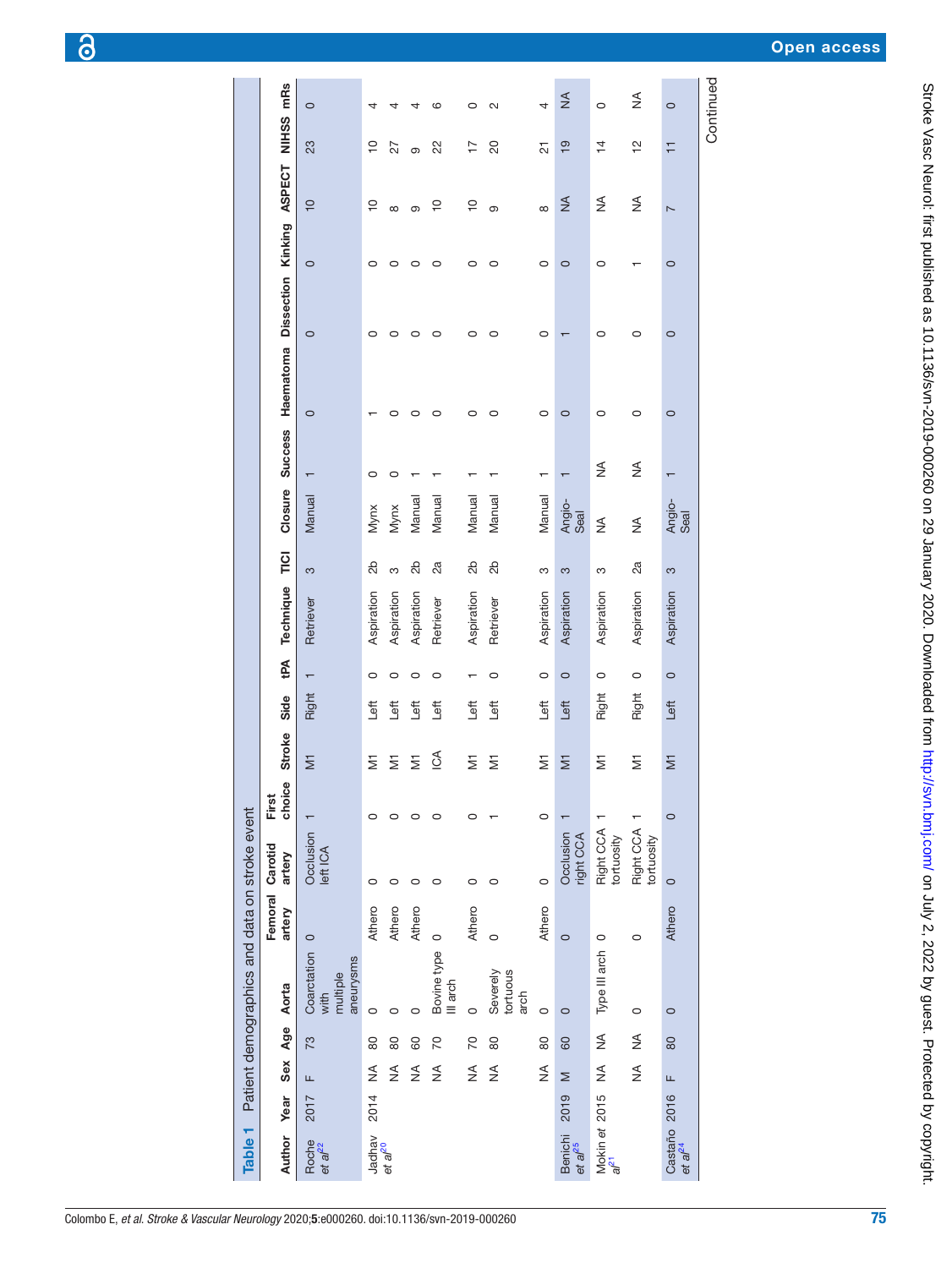**Table 1** Patient demographics and data on stroke event

| Author | Year | Sex | Age | Aorta | Femoral artery | Carotid artery | First choice | Stroke | Side | tPA | Technique | TICI | Closure | Success | Haematoma | Dissection | Kinking | ASPECT | NIHSS | mRs |
|---|---|---|---|---|---|---|---|---|---|---|---|---|---|---|---|---|---|---|---|---|
| Roche *et al*[22] | 2017 | F | 73 | Coarctation with multiple aneurysms | 0 | Occlusion left ICA | 1 | M1 | Right | 1 | Retriever | 3 | Manual | 1 | 0 | 0 | 0 | 10 | 23 | 0 |
| Jadhav *et al*[20] | 2014 | NA | 80 | 0 | Athero | 0 | 0 | M1 | Left | 0 | Aspiration | 2b | Mynx | 0 | 1 | 0 | 0 | 10 | 10 | 4 |
| | | NA | 80 | 0 | Athero | 0 | 0 | M1 | Left | 0 | Aspiration | 3 | Mynx | 0 | 0 | 0 | 0 | 8 | 27 | 4 |
| | | NA | 60 | 0 | Athero | 0 | 0 | M1 | Left | 0 | Aspiration | 2b | Manual | 1 | 0 | 0 | 0 | 9 | 9 | 4 |
| | | NA | 70 | Bovine type III arch | 0 | 0 | 0 | ICA | Left | 0 | Retriever | 2a | Manual | 1 | 0 | 0 | 0 | 10 | 22 | 6 |
| | | NA | 70 | 0 | Athero | 0 | 0 | M1 | Left | 1 | Aspiration | 2b | Manual | 1 | 0 | 0 | 0 | 10 | 17 | 0 |
| | | NA | 80 | Severely tortuous arch | 0 | 0 | 1 | M1 | Left | 0 | Retriever | 2b | Manual | 1 | 0 | 0 | 0 | 9 | 20 | 2 |
| | | NA | 80 | 0 | Athero | 0 | 0 | M1 | Left | 0 | Aspiration | 3 | Manual | 1 | 0 | 0 | 0 | 8 | 21 | 4 |
| Benichi *et al*[25] | 2019 | M | 60 | 0 | 0 | Occlusion right CCA | 1 | M1 | Left | 0 | Aspiration | 3 | Angio-Seal | 1 | 0 | 1 | 0 | NA | 19 | NA |
| Mokin *et al*[21] | 2015 | NA | NA | Type III arch | 0 | Right CCA tortuosity | 1 | M1 | Right | 0 | Aspiration | 3 | NA | NA | 0 | 0 | 0 | NA | 14 | 0 |
| | | NA | NA | 0 | 0 | Right CCA tortuosity | 1 | M1 | Right | 0 | Aspiration | 2a | NA | NA | 0 | 0 | 1 | NA | 12 | NA |
| Castaño *et al*[24] | 2016 | F | 80 | 0 | Athero | 0 | 0 | M1 | Left | 0 | Aspiration | 3 | Angio-Seal | 1 | 0 | 0 | 0 | 7 | 11 | 0 |

Continued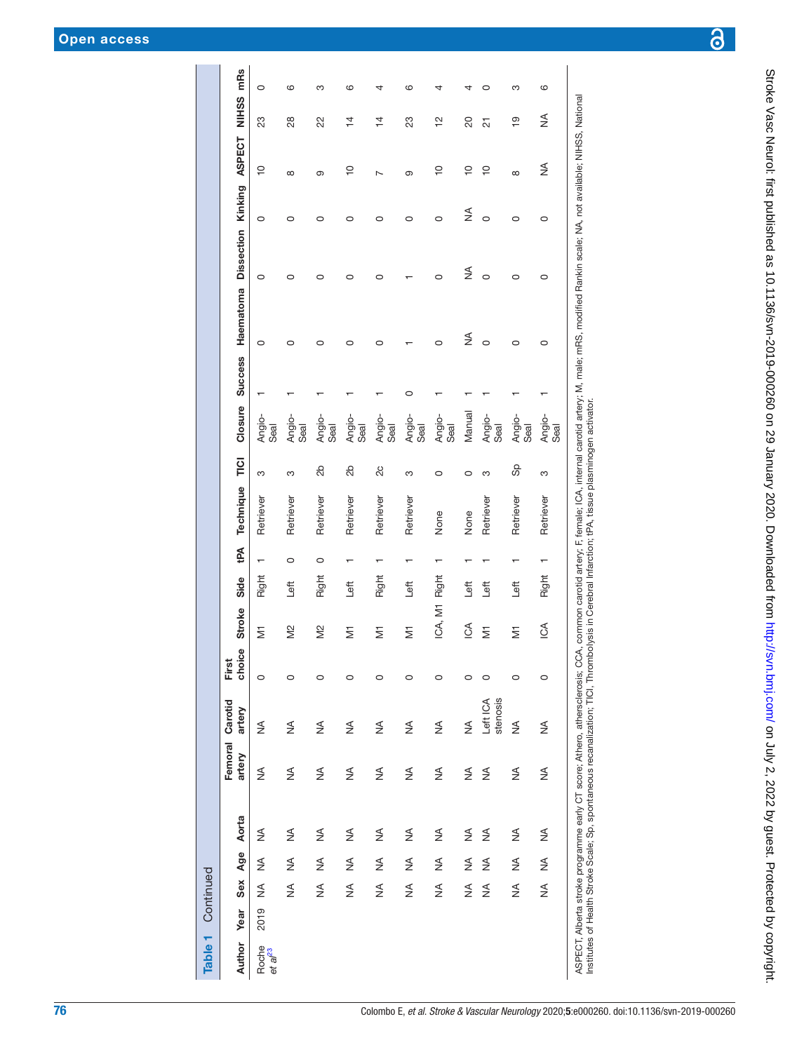**Table 1** Continued

| Author | Year | Sex | Age | Aorta | Femoral artery | Carotid artery | First choice | Stroke | Side | tPA | Technique | TICI | Closure | Success | Haematoma | Dissection | Kinking | ASPECT | NIHSS | mRs |
|---|---|---|---|---|---|---|---|---|---|---|---|---|---|---|---|---|---|---|---|---|
| Roche *et al*[23] | 2019 | NA | NA | NA | NA | NA | 0 | M1 | Right | 1 | Retriever | 3 | Angio-Seal | 1 | 0 | 0 | 0 | 10 | 23 | 0 |
| | | NA | NA | NA | NA | NA | 0 | M2 | Left | 0 | Retriever | 3 | Angio-Seal | 1 | 0 | 0 | 0 | 8 | 28 | 6 |
| | | NA | NA | NA | NA | NA | 0 | M2 | Right | 0 | Retriever | 2b | Angio-Seal | 1 | 0 | 0 | 0 | 9 | 22 | 3 |
| | | NA | NA | NA | NA | NA | 0 | M1 | Left | 1 | Retriever | 2b | Angio-Seal | 1 | 0 | 0 | 0 | 10 | 14 | 6 |
| | | NA | NA | NA | NA | NA | 0 | M1 | Right | 1 | Retriever | 2c | Angio-Seal | 1 | 0 | 0 | 0 | 7 | 14 | 4 |
| | | NA | NA | NA | NA | NA | 0 | M1 | Left | 1 | Retriever | 3 | Angio-Seal | 0 | 1 | 1 | 0 | 9 | 23 | 6 |
| | | NA | NA | NA | NA | NA | 0 | ICA, M1 | Right | 1 | None | 0 | Angio-Seal | 1 | 0 | 0 | 0 | 10 | 12 | 4 |
| | | NA | NA | NA | NA | NA | 0 | ICA | Left | 1 | None | 0 | Manual | 1 | NA | NA | NA | 10 | 20 | 4 |
| | | NA | NA | NA | NA | Left ICA stenosis | 0 | M1 | Left | 1 | Retriever | 3 | Angio-Seal | 1 | 0 | 0 | 0 | 10 | 21 | 0 |
| | | NA | NA | NA | NA | NA | 0 | M1 | Left | 1 | Retriever | Sp | Angio-Seal | 1 | 0 | 0 | 0 | 8 | 19 | 3 |
| | | NA | NA | NA | NA | NA | 0 | ICA | Right | 1 | Retriever | 3 | Angio-Seal | 1 | 0 | 0 | 0 | NA | NA | 6 |

ASPECT, Alberta stroke programme early CT score; Athero, atherosclerosis; CCA, common carotid artery; F, female; ICA, internal carotid artery; M, male; mRS, modified Rankin scale; NA, not available; NIHSS, National Institutes of Health Stroke Scale; Sp, spontaneous recanalization; TICI, Thrombolysis in Cerebral Infarction; tPA, tissue plasminogen activator.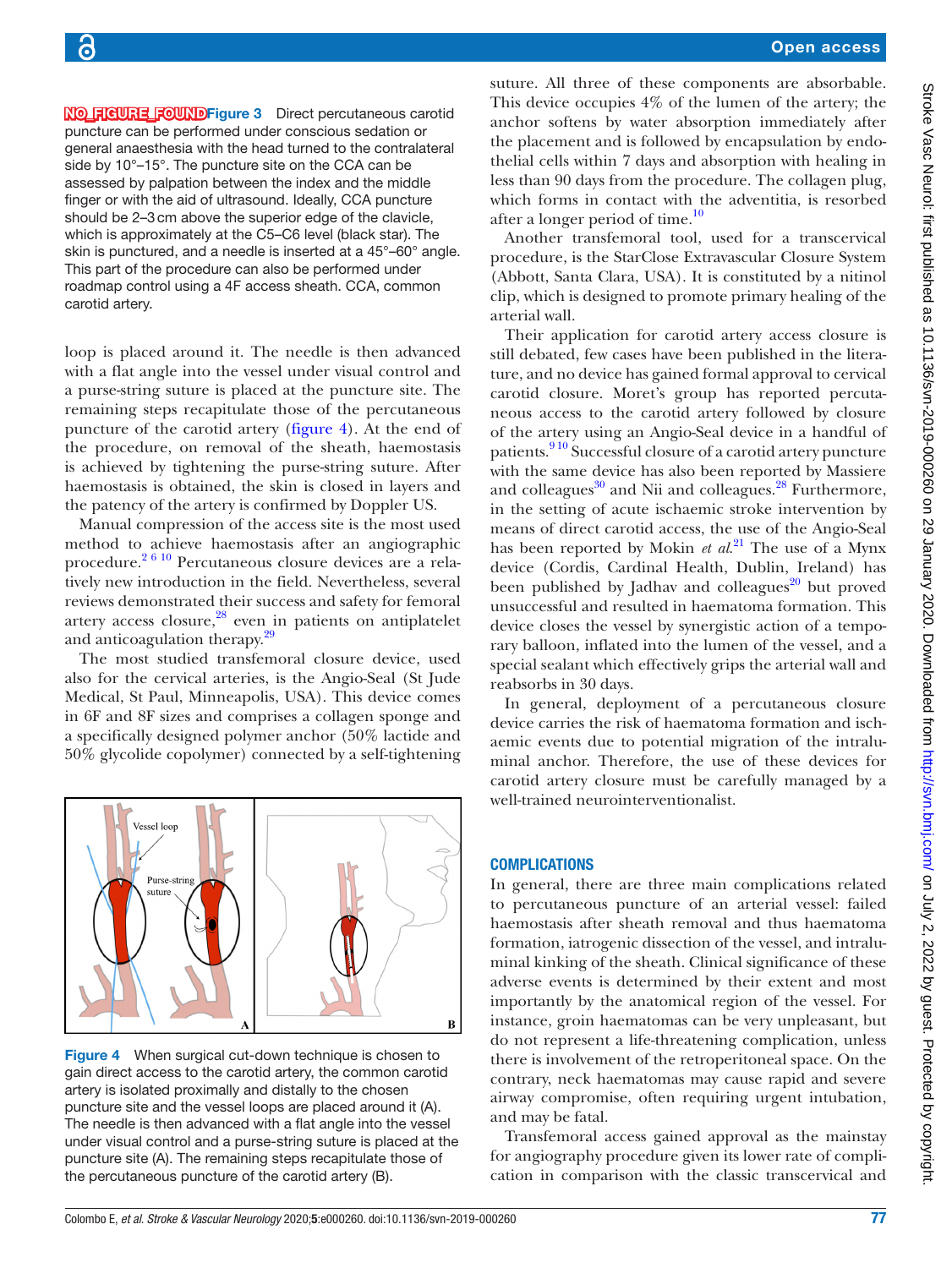**Figure 3** Direct percutaneous carotid puncture can be performed under conscious sedation or general anaesthesia with the head turned to the contralateral side by 10°–15°. The puncture site on the CCA can be assessed by palpation between the index and the middle finger or with the aid of ultrasound. Ideally, CCA puncture should be 2–3 cm above the superior edge of the clavicle, which is approximately at the C5–C6 level (black star). The skin is punctured, and a needle is inserted at a 45°–60° angle. This part of the procedure can also be performed under roadmap control using a 4F access sheath. CCA, common carotid artery.

loop is placed around it. The needle is then advanced with a flat angle into the vessel under visual control and a purse-string suture is placed at the puncture site. The remaining steps recapitulate those of the percutaneous puncture of the carotid artery (figure 4). At the end of the procedure, on removal of the sheath, haemostasis is achieved by tightening the purse-string suture. After haemostasis is obtained, the skin is closed in layers and the patency of the artery is confirmed by Doppler US.

Manual compression of the access site is the most used method to achieve haemostasis after an angiographic procedure.[2 6 10] Percutaneous closure devices are a relatively new introduction in the field. Nevertheless, several reviews demonstrated their success and safety for femoral artery access closure,[28] even in patients on antiplatelet and anticoagulation therapy.[29]

The most studied transfemoral closure device, used also for the cervical arteries, is the Angio-Seal (St Jude Medical, St Paul, Minneapolis, USA). This device comes in 6F and 8F sizes and comprises a collagen sponge and a specifically designed polymer anchor (50% lactide and 50% glycolide copolymer) connected by a self-tightening suture. All three of these components are absorbable. This device occupies 4% of the lumen of the artery; the anchor softens by water absorption immediately after the placement and is followed by encapsulation by endothelial cells within 7 days and absorption with healing in less than 90 days from the procedure. The collagen plug, which forms in contact with the adventitia, is resorbed after a longer period of time.[10]

Another transfemoral tool, used for a transcervical procedure, is the StarClose Extravascular Closure System (Abbott, Santa Clara, USA). It is constituted by a nitinol clip, which is designed to promote primary healing of the arterial wall.

Their application for carotid artery access closure is still debated, few cases have been published in the literature, and no device has gained formal approval to cervical carotid closure. Moret's group has reported percutaneous access to the carotid artery followed by closure of the artery using an Angio-Seal device in a handful of patients.[9 10] Successful closure of a carotid artery puncture with the same device has also been reported by Massiere and colleagues[30] and Nii and colleagues.[28] Furthermore, in the setting of acute ischaemic stroke intervention by means of direct carotid access, the use of the Angio-Seal has been reported by Mokin *et al*.[21] The use of a Mynx device (Cordis, Cardinal Health, Dublin, Ireland) has been published by Jadhav and colleagues[20] but proved unsuccessful and resulted in haematoma formation. This device closes the vessel by synergistic action of a temporary balloon, inflated into the lumen of the vessel, and a special sealant which effectively grips the arterial wall and reabsorbs in 30 days.

In general, deployment of a percutaneous closure device carries the risk of haematoma formation and ischaemic events due to potential migration of the intraluminal anchor. Therefore, the use of these devices for carotid artery closure must be carefully managed by a well-trained neurointerventionalist.

**Figure 4** When surgical cut-down technique is chosen to gain direct access to the carotid artery, the common carotid artery is isolated proximally and distally to the chosen puncture site and the vessel loops are placed around it (A). The needle is then advanced with a flat angle into the vessel under visual control and a purse-string suture is placed at the puncture site (A). The remaining steps recapitulate those of the percutaneous puncture of the carotid artery (B).

## COMPLICATIONS

In general, there are three main complications related to percutaneous puncture of an arterial vessel: failed haemostasis after sheath removal and thus haematoma formation, iatrogenic dissection of the vessel, and intraluminal kinking of the sheath. Clinical significance of these adverse events is determined by their extent and most importantly by the anatomical region of the vessel. For instance, groin haematomas can be very unpleasant, but do not represent a life-threatening complication, unless there is involvement of the retroperitoneal space. On the contrary, neck haematomas may cause rapid and severe airway compromise, often requiring urgent intubation, and may be fatal.

Transfemoral access gained approval as the mainstay for angiography procedure given its lower rate of complication in comparison with the classic transcervical and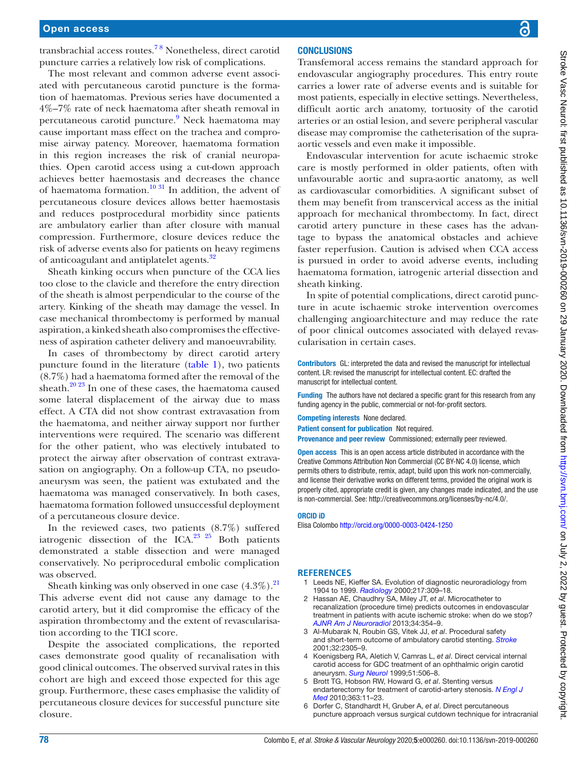transbrachial access routes.[7 8] Nonetheless, direct carotid puncture carries a relatively low risk of complications.

The most relevant and common adverse event associated with percutaneous carotid puncture is the formation of haematomas. Previous series have documented a 4%–7% rate of neck haematoma after sheath removal in percutaneous carotid puncture.[9] Neck haematoma may cause important mass effect on the trachea and compromise airway patency. Moreover, haematoma formation in this region increases the risk of cranial neuropathies. Open carotid access using a cut-down approach achieves better haemostasis and decreases the chance of haematoma formation.[10 31] In addition, the advent of percutaneous closure devices allows better haemostasis and reduces postprocedural morbidity since patients are ambulatory earlier than after closure with manual compression. Furthermore, closure devices reduce the risk of adverse events also for patients on heavy regimens of anticoagulant and antiplatelet agents.[32]

Sheath kinking occurs when puncture of the CCA lies too close to the clavicle and therefore the entry direction of the sheath is almost perpendicular to the course of the artery. Kinking of the sheath may damage the vessel. In case mechanical thrombectomy is performed by manual aspiration, a kinked sheath also compromises the effectiveness of aspiration catheter delivery and manoeuvrability.

In cases of thrombectomy by direct carotid artery puncture found in the literature (table 1), two patients (8.7%) had a haematoma formed after the removal of the sheath.[20 23] In one of these cases, the haematoma caused some lateral displacement of the airway due to mass effect. A CTA did not show contrast extravasation from the haematoma, and neither airway support nor further interventions were required. The scenario was different for the other patient, who was electively intubated to protect the airway after observation of contrast extravasation on angiography. On a follow-up CTA, no pseudoaneurysm was seen, the patient was extubated and the haematoma was managed conservatively. In both cases, haematoma formation followed unsuccessful deployment of a percutaneous closure device.

In the reviewed cases, two patients (8.7%) suffered iatrogenic dissection of the ICA.[23 25] Both patients demonstrated a stable dissection and were managed conservatively. No periprocedural embolic complication was observed.

Sheath kinking was only observed in one case (4.3%).[21] This adverse event did not cause any damage to the carotid artery, but it did compromise the efficacy of the aspiration thrombectomy and the extent of revascularisation according to the TICI score.

Despite the associated complications, the reported cases demonstrate good quality of recanalisation with good clinical outcomes. The observed survival rates in this cohort are high and exceed those expected for this age group. Furthermore, these cases emphasise the validity of percutaneous closure devices for successful puncture site closure.

## CONCLUSIONS

Transfemoral access remains the standard approach for endovascular angiography procedures. This entry route carries a lower rate of adverse events and is suitable for most patients, especially in elective settings. Nevertheless, difficult aortic arch anatomy, tortuosity of the carotid arteries or an ostial lesion, and severe peripheral vascular disease may compromise the catheterisation of the supra-aortic vessels and even make it impossible.

Endovascular intervention for acute ischaemic stroke care is mostly performed in older patients, often with unfavourable aortic and supra-aortic anatomy, as well as cardiovascular comorbidities. A significant subset of them may benefit from transcervical access as the initial approach for mechanical thrombectomy. In fact, direct carotid artery puncture in these cases has the advantage to bypass the anatomical obstacles and achieve faster reperfusion. Caution is advised when CCA access is pursued in order to avoid adverse events, including haematoma formation, iatrogenic arterial dissection and sheath kinking.

In spite of potential complications, direct carotid puncture in acute ischaemic stroke intervention overcomes challenging angioarchitecture and may reduce the rate of poor clinical outcomes associated with delayed revascularisation in certain cases.

**Contributors** GL: interpreted the data and revised the manuscript for intellectual content. LR: revised the manuscript for intellectual content. EC: drafted the manuscript for intellectual content.

**Funding** The authors have not declared a specific grant for this research from any funding agency in the public, commercial or not-for-profit sectors.

**Competing interests** None declared.

**Patient consent for publication** Not required.

**Provenance and peer review** Commissioned; externally peer reviewed.

**Open access** This is an open access article distributed in accordance with the Creative Commons Attribution Non Commercial (CC BY-NC 4.0) license, which permits others to distribute, remix, adapt, build upon this work non-commercially, and license their derivative works on different terms, provided the original work is properly cited, appropriate credit is given, any changes made indicated, and the use is non-commercial. See: http://creativecommons.org/licenses/by-nc/4.0/.

**ORCID iD**

Elisa Colombo http://orcid.org/0000-0003-0424-1250

## REFERENCES

1. Leeds NE, Kieffer SA. Evolution of diagnostic neuroradiology from 1904 to 1999. *Radiology* 2000;217:309–18.
2. Hassan AE, Chaudhry SA, Miley JT, *et al*. Microcatheter to recanalization (procedure time) predicts outcomes in endovascular treatment in patients with acute ischemic stroke: when do we stop? *AJNR Am J Neuroradiol* 2013;34:354–9.
3. Al-Mubarak N, Roubin GS, Vitek JJ, *et al*. Procedural safety and short-term outcome of ambulatory carotid stenting. *Stroke* 2001;32:2305–9.
4. Koenigsberg RA, Aletich V, Camras L, *et al*. Direct cervical internal carotid access for GDC treatment of an ophthalmic origin carotid aneurysm. *Surg Neurol* 1999;51:506–8.
5. Brott TG, Hobson RW, Howard G, *et al*. Stenting versus endarterectomy for treatment of carotid-artery stenosis. *N Engl J Med* 2010;363:11–23.
6. Dorfer C, Standhardt H, Gruber A, *et al*. Direct percutaneous puncture approach versus surgical cutdown technique for intracranial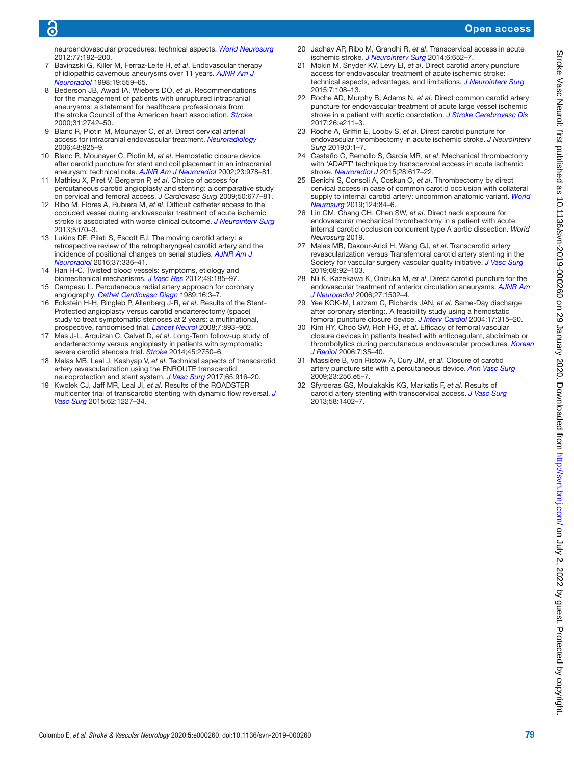neuroendovascular procedures: technical aspects. *World Neurosurg* 2012;77:192–200.

7. Bavinzski G, Killer M, Ferraz-Leite H, *et al*. Endovascular therapy of idiopathic cavernous aneurysms over 11 years. *AJNR Am J Neuroradiol* 1998;19:559–65.
8. Bederson JB, Awad IA, Wiebers DO, *et al*. Recommendations for the management of patients with unruptured intracranial aneurysms: a statement for healthcare professionals from the stroke Council of the American heart association. *Stroke* 2000;31:2742–50.
9. Blanc R, Piotin M, Mounayer C, *et al*. Direct cervical arterial access for intracranial endovascular treatment. *Neuroradiology* 2006;48:925–9.
10. Blanc R, Mounayer C, Piotin M, *et al*. Hemostatic closure device after carotid puncture for stent and coil placement in an intracranial aneurysm: technical note. *AJNR Am J Neuroradiol* 2002;23:978–81.
11. Mathieu X, Piret V, Bergeron P, *et al*. Choice of access for percutaneous carotid angioplasty and stenting: a comparative study on cervical and femoral access. *J Cardiovasc Surg* 2009;50:677–81.
12. Ribo M, Flores A, Rubiera M, *et al*. Difficult catheter access to the occluded vessel during endovascular treatment of acute ischemic stroke is associated with worse clinical outcome. *J Neurointerv Surg* 2013;5:i70–3.
13. Lukins DE, Pilati S, Escott EJ. The moving carotid artery: a retrospective review of the retropharyngeal carotid artery and the incidence of positional changes on serial studies. *AJNR Am J Neuroradiol* 2016;37:336–41.
14. Han H-C. Twisted blood vessels: symptoms, etiology and biomechanical mechanisms. *J Vasc Res* 2012;49:185–97.
15. Campeau L. Percutaneous radial artery approach for coronary angiography. *Cathet Cardiovasc Diagn* 1989;16:3–7.
16. Eckstein H-H, Ringleb P, Allenberg J-R, *et al*. Results of the Stent-Protected angioplasty versus carotid endarterectomy (space) study to treat symptomatic stenoses at 2 years: a multinational, prospective, randomised trial. *Lancet Neurol* 2008;7:893–902.
17. Mas J-L, Arquizan C, Calvet D, *et al*. Long-Term follow-up study of endarterectomy versus angioplasty in patients with symptomatic severe carotid stenosis trial. *Stroke* 2014;45:2750–6.
18. Malas MB, Leal J, Kashyap V, *et al*. Technical aspects of transcarotid artery revascularization using the ENROUTE transcarotid neuroprotection and stent system. *J Vasc Surg* 2017;65:916–20.
19. Kwolek CJ, Jaff MR, Leal JI, *et al*. Results of the ROADSTER multicenter trial of transcarotid stenting with dynamic flow reversal. *J Vasc Surg* 2015;62:1227–34.
20. Jadhav AP, Ribo M, Grandhi R, *et al*. Transcervical access in acute ischemic stroke. *J Neurointerv Surg* 2014;6:652–7.
21. Mokin M, Snyder KV, Levy EI, *et al*. Direct carotid artery puncture access for endovascular treatment of acute ischemic stroke: technical aspects, advantages, and limitations. *J Neurointerv Surg* 2015;7:108–13.
22. Roche AD, Murphy B, Adams N, *et al*. Direct common carotid artery puncture for endovascular treatment of acute large vessel ischemic stroke in a patient with aortic coarctation. *J Stroke Cerebrovasc Dis* 2017;26:e211–3.
23. Roche A, Griffin E, Looby S, *et al*. Direct carotid puncture for endovascular thrombectomy in acute ischemic stroke. *J NeuroInterv Surg* 2019;0:1–7.
24. Castaño C, Remollo S, García MR, *et al*. Mechanical thrombectomy with 'ADAPT' technique by transcervical access in acute ischemic stroke. *Neuroradiol J* 2015;28:617–22.
25. Benichi S, Consoli A, Coskun O, *et al*. Thrombectomy by direct cervical access in case of common carotid occlusion with collateral supply to internal carotid artery: uncommon anatomic variant. *World Neurosurg* 2019;124:84–6.
26. Lin CM, Chang CH, Chen SW, *et al*. Direct neck exposure for endovascular mechanical thrombectomy in a patient with acute internal carotid occlusion concurrent type A aortic dissection. *World Neurosurg* 2019.
27. Malas MB, Dakour-Aridi H, Wang GJ, *et al*. Transcarotid artery revascularization versus Transfemoral carotid artery stenting in the Society for vascular surgery vascular quality initiative. *J Vasc Surg* 2019;69:92–103.
28. Nii K, Kazekawa K, Onizuka M, *et al*. Direct carotid puncture for the endovascular treatment of anterior circulation aneurysms. *AJNR Am J Neuroradiol* 2006;27:1502–4.
29. Yee KOK-M, Lazzam C, Richards JAN, *et al*. Same-Day discharge after coronary stenting:. A feasibility study using a hemostatic femoral puncture closure device. *J Interv Cardiol* 2004;17:315–20.
30. Kim HY, Choo SW, Roh HG, *et al*. Efficacy of femoral vascular closure devices in patients treated with anticoagulant, abciximab or thrombolytics during percutaneous endovascular procedures. *Korean J Radiol* 2006;7:35–40.
31. Massière B, von Ristow A, Cury JM, *et al*. Closure of carotid artery puncture site with a percutaneous device. *Ann Vasc Surg* 2009;23:256.e5–7.
32. Sfyroeras GS, Moulakakis KG, Markatis F, *et al*. Results of carotid artery stenting with transcervical access. *J Vasc Surg* 2013;58:1402–7.